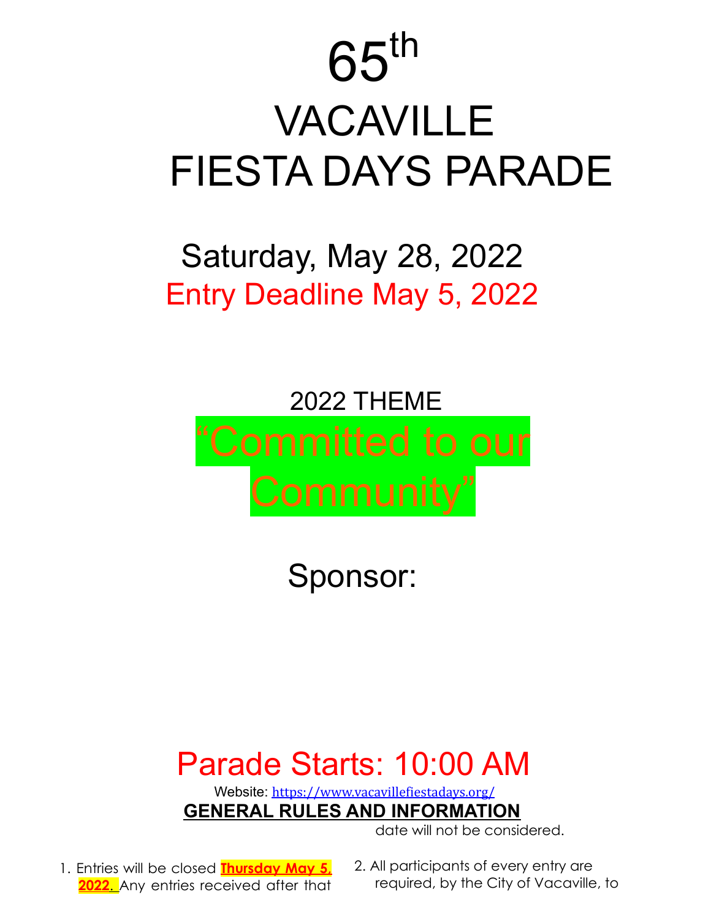# 65th VACAVILLE FIESTA DAYS PARADE

## Saturday, May 28, 2022

**Entry Deadline May 5, 2022**

2022 THEME

**“Committed to our Community”**

Sponsor:

## Parade Starts: 10:00 AM

Website: https://www.vacavillefiestadays.org/

## GENERAL RULES AND INFORMATION

1. Entries will be closed **Thursday May 5, 2022.** Any entries received after that date will not be considered.
2. All participants of every entry are required, by the City of Vacaville, to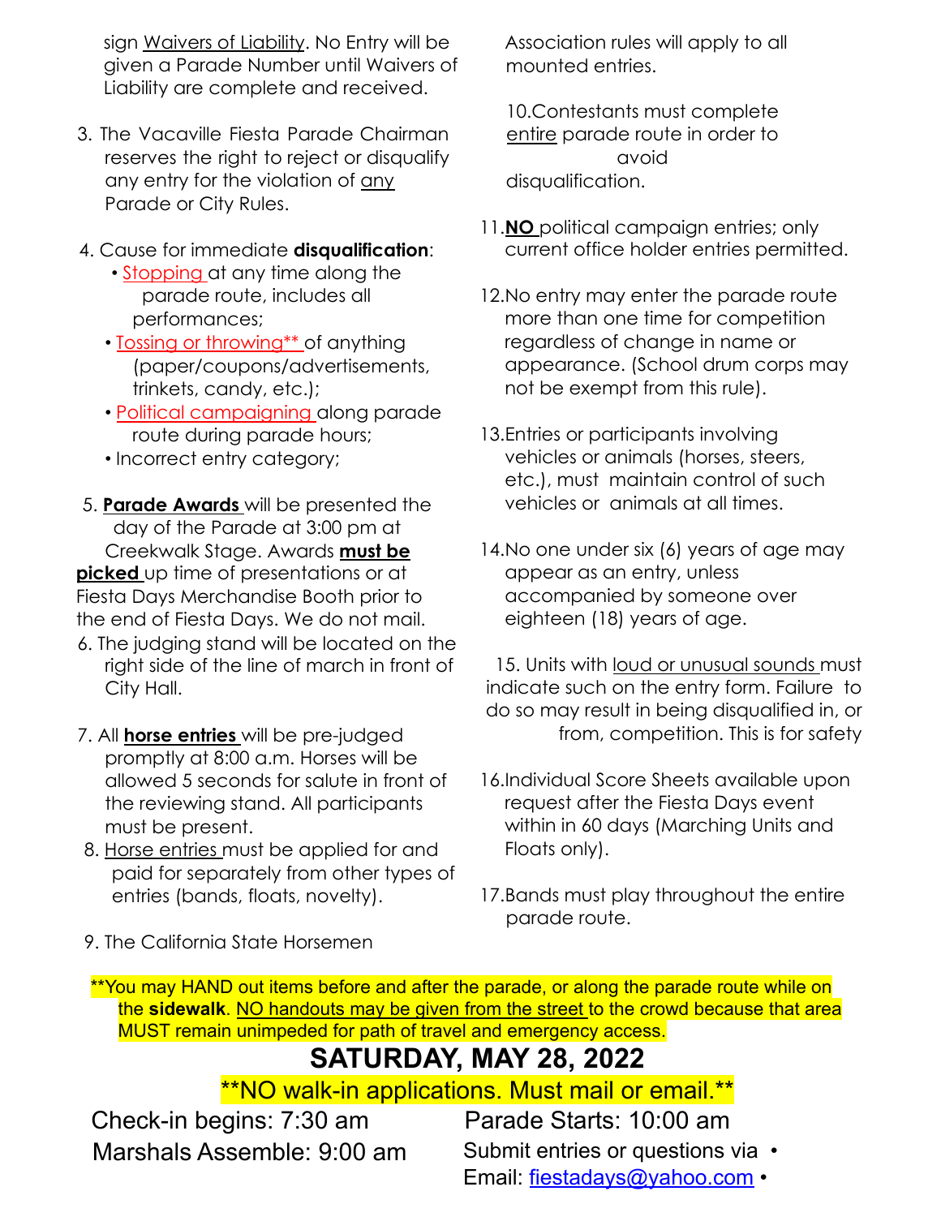sign Waivers of Liability. No Entry will be given a Parade Number until Waivers of Liability are complete and received.

3. The Vacaville Fiesta Parade Chairman reserves the right to reject or disqualify any entry for the violation of any Parade or City Rules.

4. Cause for immediate **disqualification**:
   - Stopping at any time along the parade route, includes all performances;
   - Tossing or throwing** of anything (paper/coupons/advertisements, trinkets, candy, etc.);
   - Political campaigning along parade route during parade hours;
   - Incorrect entry category;

5. **Parade Awards** will be presented the day of the Parade at 3:00 pm at Creekwalk Stage. Awards **must be picked** up time of presentations or at Fiesta Days Merchandise Booth prior to the end of Fiesta Days. We do not mail.

6. The judging stand will be located on the right side of the line of march in front of City Hall.

7. All **horse entries** will be pre-judged promptly at 8:00 a.m. Horses will be allowed 5 seconds for salute in front of the reviewing stand. All participants must be present.

8. Horse entries must be applied for and paid for separately from other types of entries (bands, floats, novelty).

9. The California State Horsemen Association rules will apply to all mounted entries.

10. Contestants must complete entire parade route in order to avoid disqualification.

11. **NO** political campaign entries; only current office holder entries permitted.

12. No entry may enter the parade route more than one time for competition regardless of change in name or appearance. (School drum corps may not be exempt from this rule).

13. Entries or participants involving vehicles or animals (horses, steers, etc.), must maintain control of such vehicles or animals at all times.

14. No one under six (6) years of age may appear as an entry, unless accompanied by someone over eighteen (18) years of age.

15. Units with loud or unusual sounds must indicate such on the entry form. Failure to do so may result in being disqualified in, or from, competition. This is for safety

16. Individual Score Sheets available upon request after the Fiesta Days event within in 60 days (Marching Units and Floats only).

17. Bands must play throughout the entire parade route.

**You may HAND out items before and after the parade, or along the parade route while on the **sidewalk**. NO handouts may be given from the street to the crowd because that area MUST remain unimpeded for path of travel and emergency access.

## SATURDAY, MAY 28, 2022

**NO walk-in applications. Must mail or email.**

Check-in begins: 7:30 am

Marshals Assemble: 9:00 am

Parade Starts: 10:00 am

Submit entries or questions via •
Email: fiestadays@yahoo.com •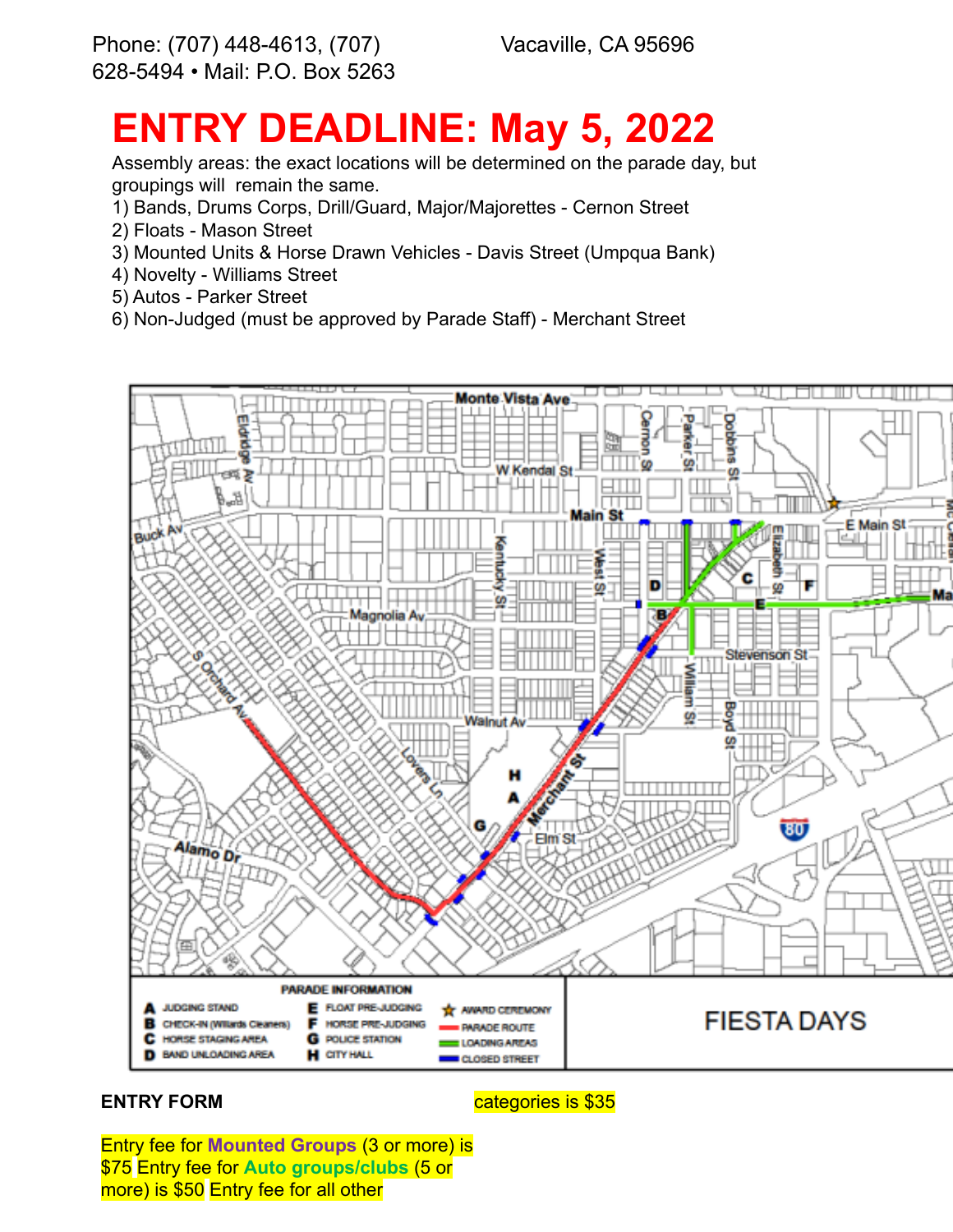Phone: (707) 448-4613, (707) 628-5494 • Mail: P.O. Box 5263 Vacaville, CA 95696

# ENTRY DEADLINE: May 5, 2022

Assembly areas: the exact locations will be determined on the parade day, but groupings will remain the same.

1) Bands, Drums Corps, Drill/Guard, Major/Majorettes - Cernon Street
2) Floats - Mason Street
3) Mounted Units & Horse Drawn Vehicles - Davis Street (Umpqua Bank)
4) Novelty - Williams Street
5) Autos - Parker Street
6) Non-Judged (must be approved by Parade Staff) - Merchant Street

**PARADE INFORMATION**

- **A** JUDGING STAND
- **B** CHECK-IN (Willards Cleaners)
- **C** HORSE STAGING AREA
- **D** BAND UNLOADING AREA
- **E** FLOAT PRE-JUDGING
- **F** HORSE PRE-JUDGING
- **G** POLICE STATION
- **H** CITY HALL
- ★ AWARD CEREMONY
- PARADE ROUTE
- LOADING AREAS
- CLOSED STREET

FIESTA DAYS

**ENTRY FORM**

Entry fee for **Mounted Groups** (3 or more) is $75 Entry fee for **Auto groups/clubs** (5 or more) is $50 Entry fee for all other categories is $35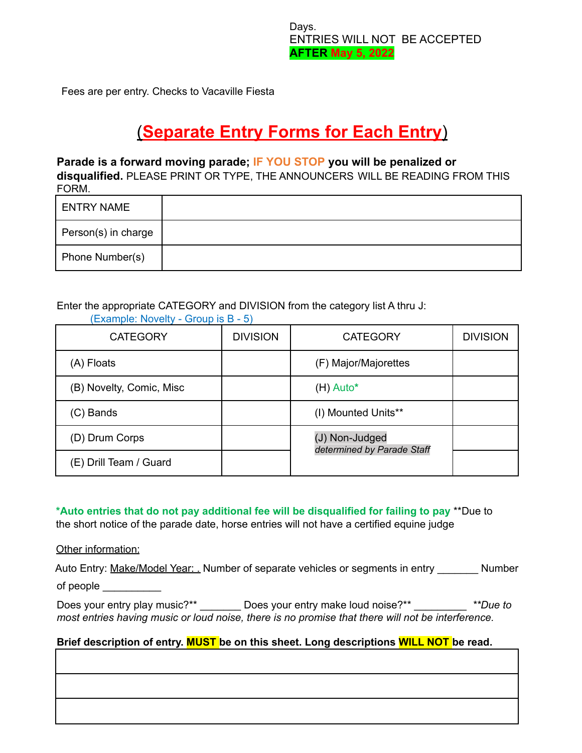Days.
ENTRIES WILL NOT BE ACCEPTED
**AFTER May 5, 2022**

Fees are per entry. Checks to Vacaville Fiesta

## (Separate Entry Forms for Each Entry)

**Parade is a forward moving parade; IF YOU STOP you will be penalized or disqualified.** PLEASE PRINT OR TYPE, THE ANNOUNCERS WILL BE READING FROM THIS FORM.

| ENTRY NAME | |
|---|---|
| Person(s) in charge | |
| Phone Number(s) | |

Enter the appropriate CATEGORY and DIVISION from the category list A thru J:
(Example: Novelty - Group is B - 5)

| CATEGORY | DIVISION | CATEGORY | DIVISION |
|---|---|---|---|
| (A) Floats | | (F) Major/Majorettes | |
| (B) Novelty, Comic, Misc | | (H) Auto* | |
| (C) Bands | | (I) Mounted Units** | |
| (D) Drum Corps | | (J) Non-Judged *determined by Parade Staff* | |
| (E) Drill Team / Guard | | | |

**\*Auto entries that do not pay additional fee will be disqualified for failing to pay** **Due to the short notice of the parade date, horse entries will not have a certified equine judge

Other information:

Auto Entry: Make/Model Year: . Number of separate vehicles or segments in entry _______ Number of people __________

Does your entry play music?** _______ Does your entry make loud noise?** _________ ***Due to most entries having music or loud noise, there is no promise that there will not be interference.*

**Brief description of entry. MUST be on this sheet. Long descriptions WILL NOT be read.**

| |
|---|
| |
| |
| |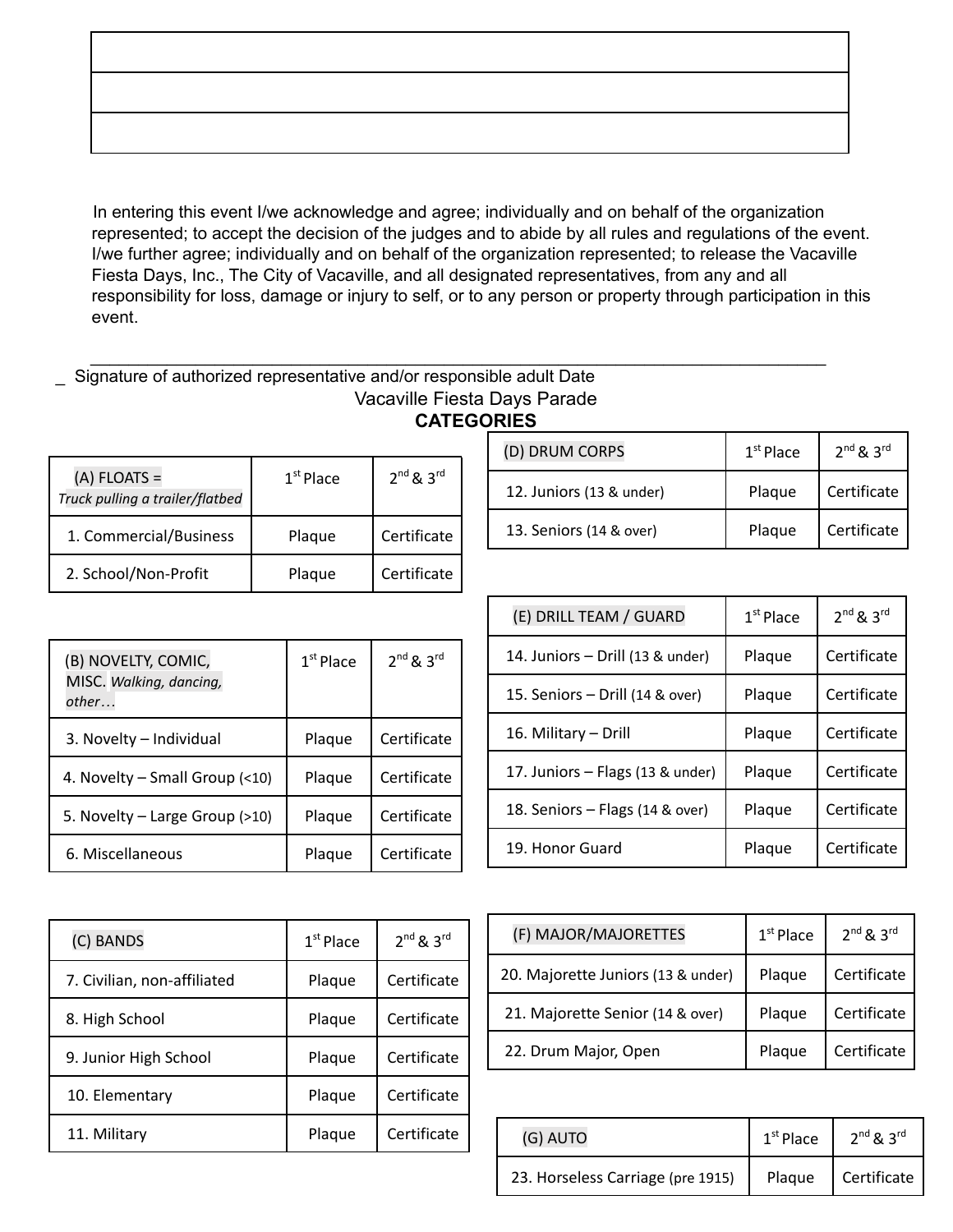| |
|---|
| |
| |
| |

In entering this event I/we acknowledge and agree; individually and on behalf of the organization represented; to accept the decision of the judges and to abide by all rules and regulations of the event. I/we further agree; individually and on behalf of the organization represented; to release the Vacaville Fiesta Days, Inc., The City of Vacaville, and all designated representatives, from any and all responsibility for loss, damage or injury to self, or to any person or property through participation in this event.

_______________________________________________________________________________

_ Signature of authorized representative and/or responsible adult Date

Vacaville Fiesta Days Parade

**CATEGORIES**

| (A) FLOATS = *Truck pulling a trailer/flatbed* | 1st Place | 2nd & 3rd |
|---|---|---|
| 1. Commercial/Business | Plaque | Certificate |
| 2. School/Non-Profit | Plaque | Certificate |

| (B) NOVELTY, COMIC, MISC. *Walking, dancing, other…* | 1st Place | 2nd & 3rd |
|---|---|---|
| 3. Novelty – Individual | Plaque | Certificate |
| 4. Novelty – Small Group (<10) | Plaque | Certificate |
| 5. Novelty – Large Group (>10) | Plaque | Certificate |
| 6. Miscellaneous | Plaque | Certificate |

| (C) BANDS | 1st Place | 2nd & 3rd |
|---|---|---|
| 7. Civilian, non-affiliated | Plaque | Certificate |
| 8. High School | Plaque | Certificate |
| 9. Junior High School | Plaque | Certificate |
| 10. Elementary | Plaque | Certificate |
| 11. Military | Plaque | Certificate |

| (D) DRUM CORPS | 1st Place | 2nd & 3rd |
|---|---|---|
| 12. Juniors (13 & under) | Plaque | Certificate |
| 13. Seniors (14 & over) | Plaque | Certificate |

| (E) DRILL TEAM / GUARD | 1st Place | 2nd & 3rd |
|---|---|---|
| 14. Juniors – Drill (13 & under) | Plaque | Certificate |
| 15. Seniors – Drill (14 & over) | Plaque | Certificate |
| 16. Military – Drill | Plaque | Certificate |
| 17. Juniors – Flags (13 & under) | Plaque | Certificate |
| 18. Seniors – Flags (14 & over) | Plaque | Certificate |
| 19. Honor Guard | Plaque | Certificate |

| (F) MAJOR/MAJORETTES | 1st Place | 2nd & 3rd |
|---|---|---|
| 20. Majorette Juniors (13 & under) | Plaque | Certificate |
| 21. Majorette Senior (14 & over) | Plaque | Certificate |
| 22. Drum Major, Open | Plaque | Certificate |

| (G) AUTO | 1st Place | 2nd & 3rd |
|---|---|---|
| 23. Horseless Carriage (pre 1915) | Plaque | Certificate |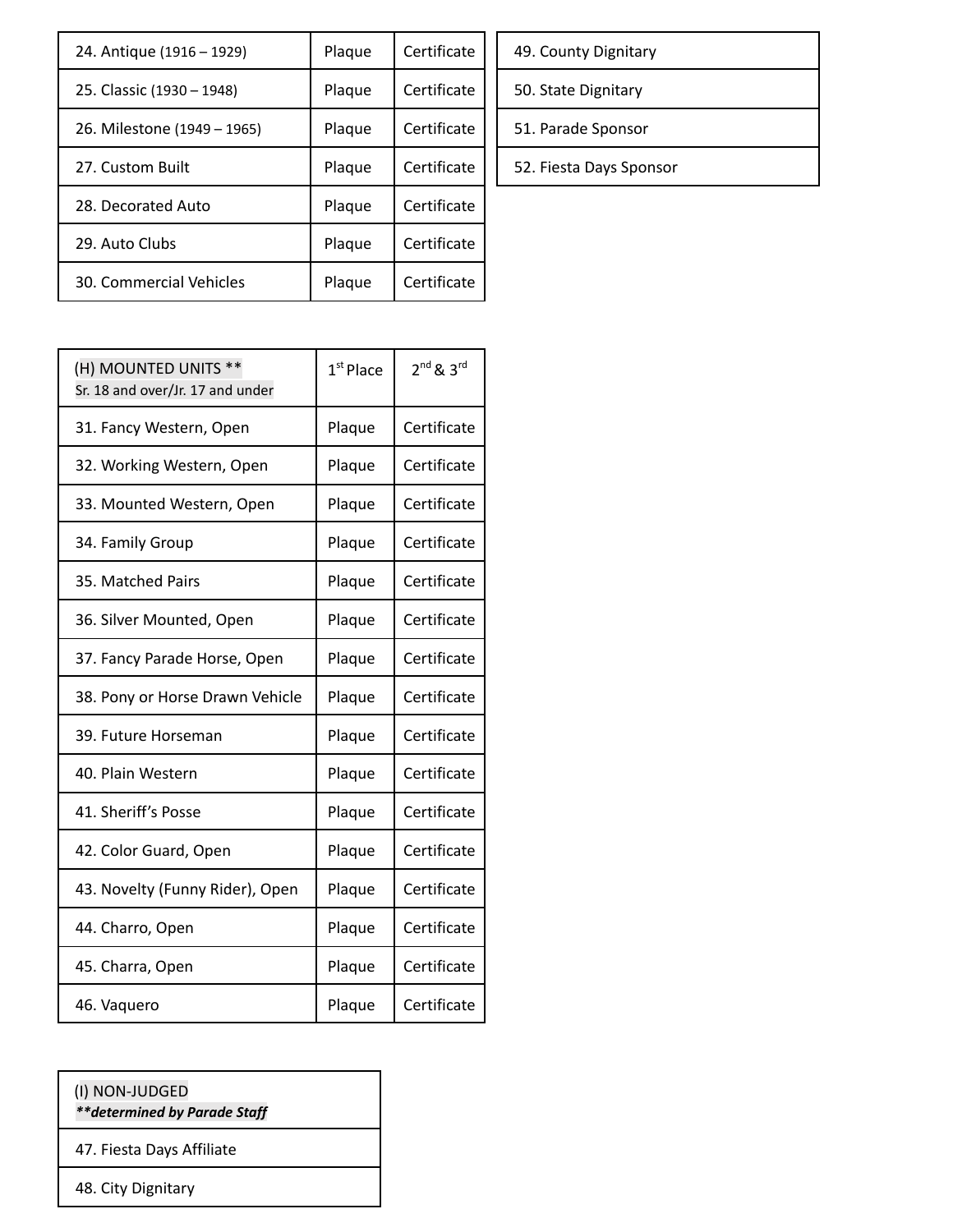| | | |
|---|---|---|
| 24. Antique (1916 – 1929) | Plaque | Certificate |
| 25. Classic (1930 – 1948) | Plaque | Certificate |
| 26. Milestone (1949 – 1965) | Plaque | Certificate |
| 27. Custom Built | Plaque | Certificate |
| 28. Decorated Auto | Plaque | Certificate |
| 29. Auto Clubs | Plaque | Certificate |
| 30. Commercial Vehicles | Plaque | Certificate |

| |
|---|
| 49. County Dignitary |
| 50. State Dignitary |
| 51. Parade Sponsor |
| 52. Fiesta Days Sponsor |

| (H) MOUNTED UNITS ** Sr. 18 and over/Jr. 17 and under | 1st Place | 2nd & 3rd |
|---|---|---|
| 31. Fancy Western, Open | Plaque | Certificate |
| 32. Working Western, Open | Plaque | Certificate |
| 33. Mounted Western, Open | Plaque | Certificate |
| 34. Family Group | Plaque | Certificate |
| 35. Matched Pairs | Plaque | Certificate |
| 36. Silver Mounted, Open | Plaque | Certificate |
| 37. Fancy Parade Horse, Open | Plaque | Certificate |
| 38. Pony or Horse Drawn Vehicle | Plaque | Certificate |
| 39. Future Horseman | Plaque | Certificate |
| 40. Plain Western | Plaque | Certificate |
| 41. Sheriff's Posse | Plaque | Certificate |
| 42. Color Guard, Open | Plaque | Certificate |
| 43. Novelty (Funny Rider), Open | Plaque | Certificate |
| 44. Charro, Open | Plaque | Certificate |
| 45. Charra, Open | Plaque | Certificate |
| 46. Vaquero | Plaque | Certificate |

| (I) NON-JUDGED ***\*\*determined by Parade Staff*** |
|---|
| 47. Fiesta Days Affiliate |
| 48. City Dignitary |